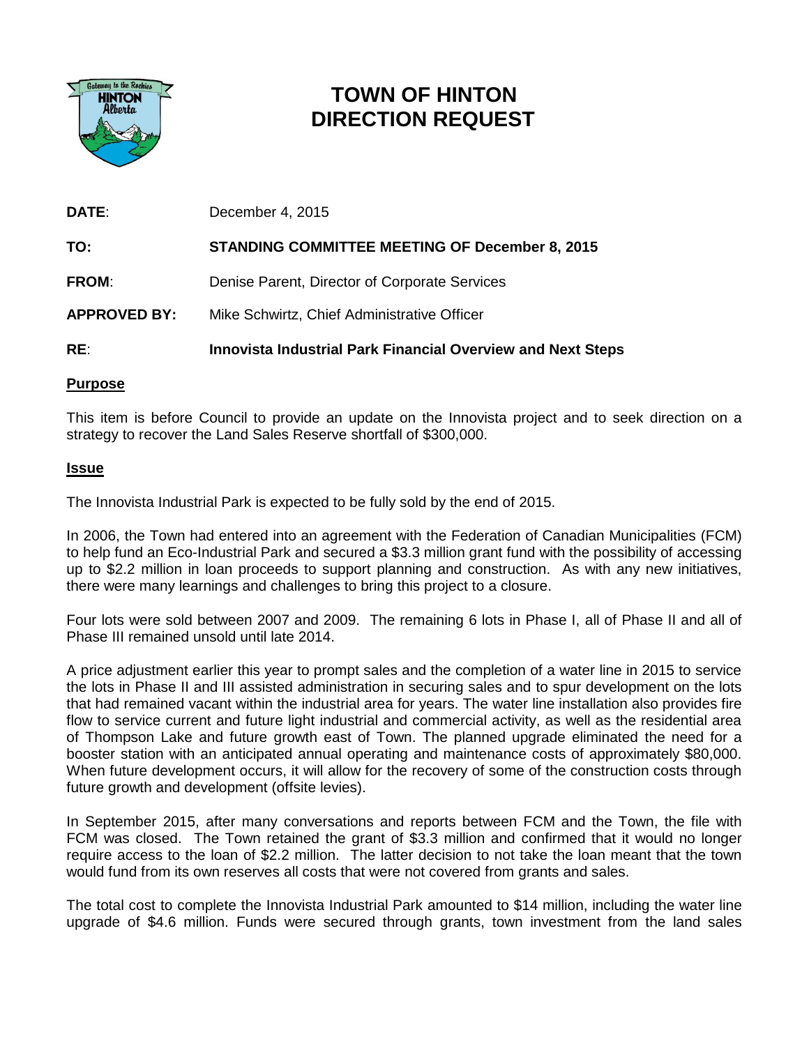# TOWN OF HINTON
# DIRECTION REQUEST

**DATE**: December 4, 2015

**TO: STANDING COMMITTEE MEETING OF December 8, 2015**

**FROM**: Denise Parent, Director of Corporate Services

**APPROVED BY:** Mike Schwirtz, Chief Administrative Officer

**RE**: **Innovista Industrial Park Financial Overview and Next Steps**

## Purpose

This item is before Council to provide an update on the Innovista project and to seek direction on a strategy to recover the Land Sales Reserve shortfall of $300,000.

## Issue

The Innovista Industrial Park is expected to be fully sold by the end of 2015.

In 2006, the Town had entered into an agreement with the Federation of Canadian Municipalities (FCM) to help fund an Eco-Industrial Park and secured a $3.3 million grant fund with the possibility of accessing up to $2.2 million in loan proceeds to support planning and construction. As with any new initiatives, there were many learnings and challenges to bring this project to a closure.

Four lots were sold between 2007 and 2009. The remaining 6 lots in Phase I, all of Phase II and all of Phase III remained unsold until late 2014.

A price adjustment earlier this year to prompt sales and the completion of a water line in 2015 to service the lots in Phase II and III assisted administration in securing sales and to spur development on the lots that had remained vacant within the industrial area for years. The water line installation also provides fire flow to service current and future light industrial and commercial activity, as well as the residential area of Thompson Lake and future growth east of Town. The planned upgrade eliminated the need for a booster station with an anticipated annual operating and maintenance costs of approximately $80,000. When future development occurs, it will allow for the recovery of some of the construction costs through future growth and development (offsite levies).

In September 2015, after many conversations and reports between FCM and the Town, the file with FCM was closed. The Town retained the grant of $3.3 million and confirmed that it would no longer require access to the loan of $2.2 million. The latter decision to not take the loan meant that the town would fund from its own reserves all costs that were not covered from grants and sales.

The total cost to complete the Innovista Industrial Park amounted to $14 million, including the water line upgrade of $4.6 million. Funds were secured through grants, town investment from the land sales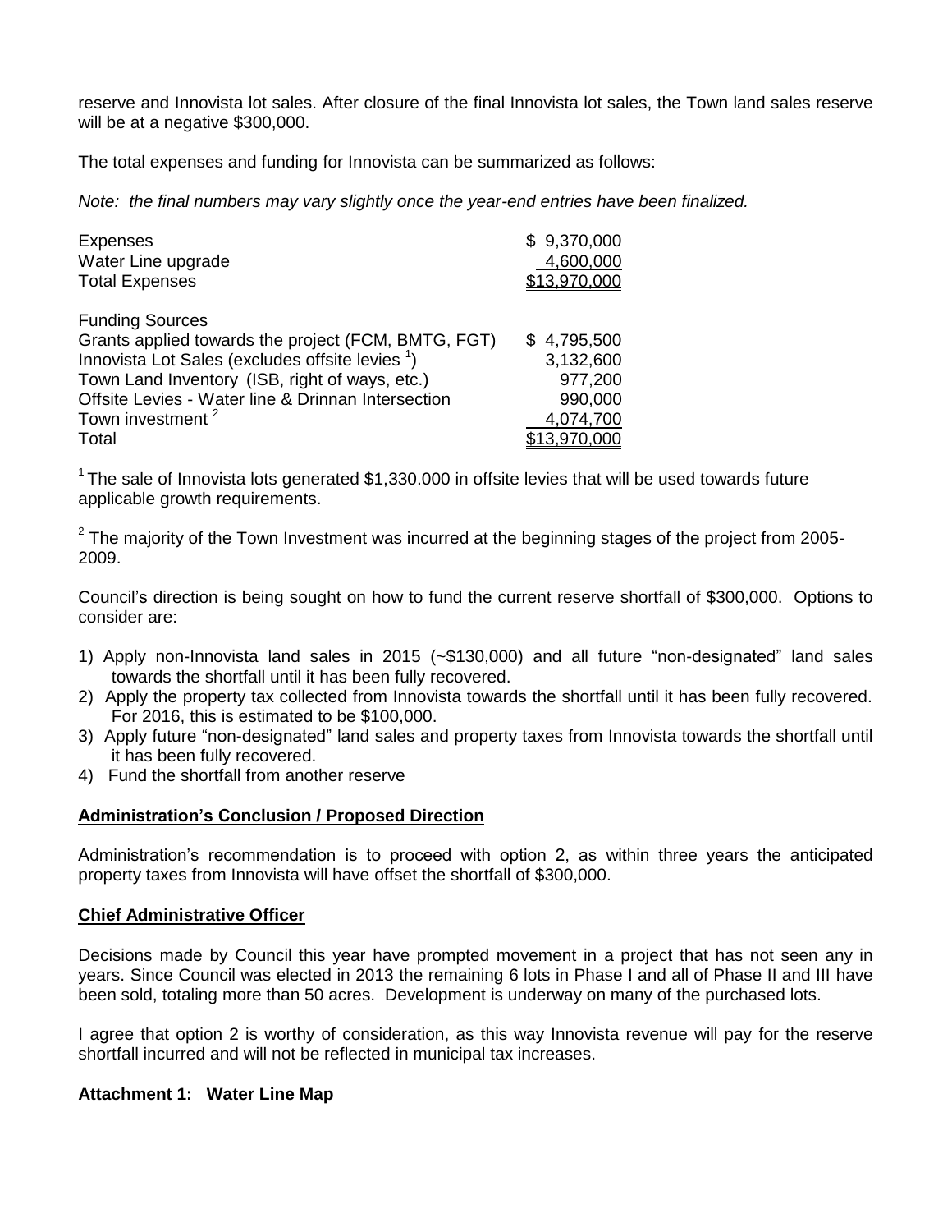reserve and Innovista lot sales. After closure of the final Innovista lot sales, the Town land sales reserve will be at a negative $300,000.

The total expenses and funding for Innovista can be summarized as follows:

*Note: the final numbers may vary slightly once the year-end entries have been finalized.*

| | |
|---|---|
| Expenses | $ 9,370,000 |
| Water Line upgrade | 4,600,000 |
| Total Expenses | $13,970,000 |
| | |
| Funding Sources | |
| Grants applied towards the project (FCM, BMTG, FGT) | $ 4,795,500 |
| Innovista Lot Sales (excludes offsite levies [1]) | 3,132,600 |
| Town Land Inventory (ISB, right of ways, etc.) | 977,200 |
| Offsite Levies - Water line & Drinnan Intersection | 990,000 |
| Town investment [2] | 4,074,700 |
| Total | $13,970,000 |

[1] The sale of Innovista lots generated $1,330.000 in offsite levies that will be used towards future applicable growth requirements.

[2] The majority of the Town Investment was incurred at the beginning stages of the project from 2005-2009.

Council's direction is being sought on how to fund the current reserve shortfall of $300,000. Options to consider are:

1) Apply non-Innovista land sales in 2015 (~$130,000) and all future "non-designated" land sales towards the shortfall until it has been fully recovered.
2) Apply the property tax collected from Innovista towards the shortfall until it has been fully recovered. For 2016, this is estimated to be $100,000.
3) Apply future "non-designated" land sales and property taxes from Innovista towards the shortfall until it has been fully recovered.
4) Fund the shortfall from another reserve

## Administration's Conclusion / Proposed Direction

Administration's recommendation is to proceed with option 2, as within three years the anticipated property taxes from Innovista will have offset the shortfall of $300,000.

## Chief Administrative Officer

Decisions made by Council this year have prompted movement in a project that has not seen any in years. Since Council was elected in 2013 the remaining 6 lots in Phase I and all of Phase II and III have been sold, totaling more than 50 acres. Development is underway on many of the purchased lots.

I agree that option 2 is worthy of consideration, as this way Innovista revenue will pay for the reserve shortfall incurred and will not be reflected in municipal tax increases.

**Attachment 1: Water Line Map**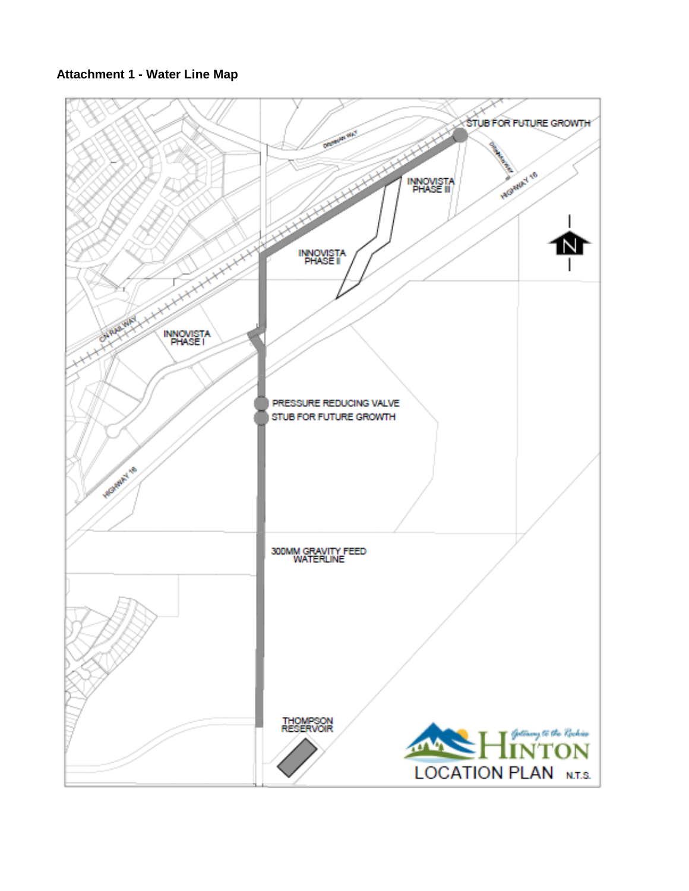**Attachment 1 - Water Line Map**

STUB FOR FUTURE GROWTH

INNOVISTA PHASE III

HIGHWAY 16

INNOVISTA PHASE II

CN RAILWAY

INNOVISTA PHASE I

PRESSURE REDUCING VALVE

STUB FOR FUTURE GROWTH

HIGHWAY 16

300MM GRAVITY FEED WATERLINE

THOMPSON RESERVOIR

Gateway to the Rockies

HINTON

LOCATION PLAN N.T.S.